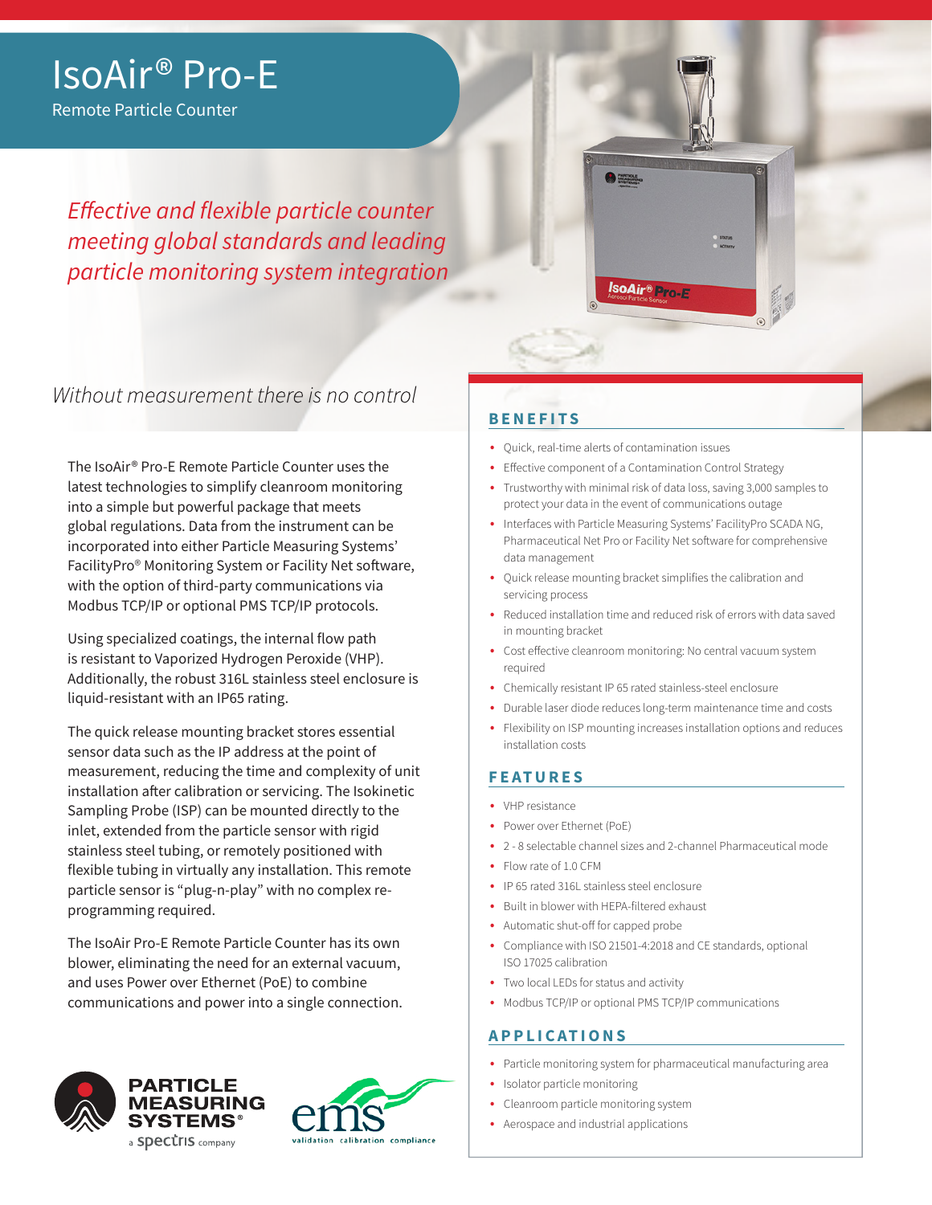# IsoAir® Pro-E

Remote Particle Counter

*Effective and flexible particle counter meeting global standards and leading particle monitoring system integration*

*Without measurement there is no control*

The IsoAir® Pro-E Remote Particle Counter uses the latest technologies to simplify cleanroom monitoring into a simple but powerful package that meets global regulations. Data from the instrument can be incorporated into either Particle Measuring Systems' FacilityPro® Monitoring System or Facility Net software, with the option of third-party communications via Modbus TCP/IP or optional PMS TCP/IP protocols.

Using specialized coatings, the internal flow path is resistant to Vaporized Hydrogen Peroxide (VHP). Additionally, the robust 316L stainless steel enclosure is liquid-resistant with an IP65 rating.

The quick release mounting bracket stores essential sensor data such as the IP address at the point of measurement, reducing the time and complexity of unit installation after calibration or servicing. The Isokinetic Sampling Probe (ISP) can be mounted directly to the inlet, extended from the particle sensor with rigid stainless steel tubing, or remotely positioned with flexible tubing in virtually any installation. This remote particle sensor is "plug-n-play" with no complex re-programming required.

The IsoAir Pro-E Remote Particle Counter has its own blower, eliminating the need for an external vacuum, and uses Power over Ethernet (PoE) to combine communications and power into a single connection.

## BENEFITS

- Quick, real-time alerts of contamination issues
- Effective component of a Contamination Control Strategy
- Trustworthy with minimal risk of data loss, saving 3,000 samples to protect your data in the event of communications outage
- Interfaces with Particle Measuring Systems' FacilityPro SCADA NG, Pharmaceutical Net Pro or Facility Net software for comprehensive data management
- Quick release mounting bracket simplifies the calibration and servicing process
- Reduced installation time and reduced risk of errors with data saved in mounting bracket
- Cost effective cleanroom monitoring: No central vacuum system required
- Chemically resistant IP 65 rated stainless-steel enclosure
- Durable laser diode reduces long-term maintenance time and costs
- Flexibility on ISP mounting increases installation options and reduces installation costs

## FEATURES

- VHP resistance
- Power over Ethernet (PoE)
- 2 - 8 selectable channel sizes and 2-channel Pharmaceutical mode
- Flow rate of 1.0 CFM
- IP 65 rated 316L stainless steel enclosure
- Built in blower with HEPA-filtered exhaust
- Automatic shut-off for capped probe
- Compliance with ISO 21501-4:2018 and CE standards, optional ISO 17025 calibration
- Two local LEDs for status and activity
- Modbus TCP/IP or optional PMS TCP/IP communications

## APPLICATIONS

- Particle monitoring system for pharmaceutical manufacturing area
- Isolator particle monitoring
- Cleanroom particle monitoring system
- Aerospace and industrial applications

PARTICLE MEASURING SYSTEMS® a spectris company

ems validation calibration compliance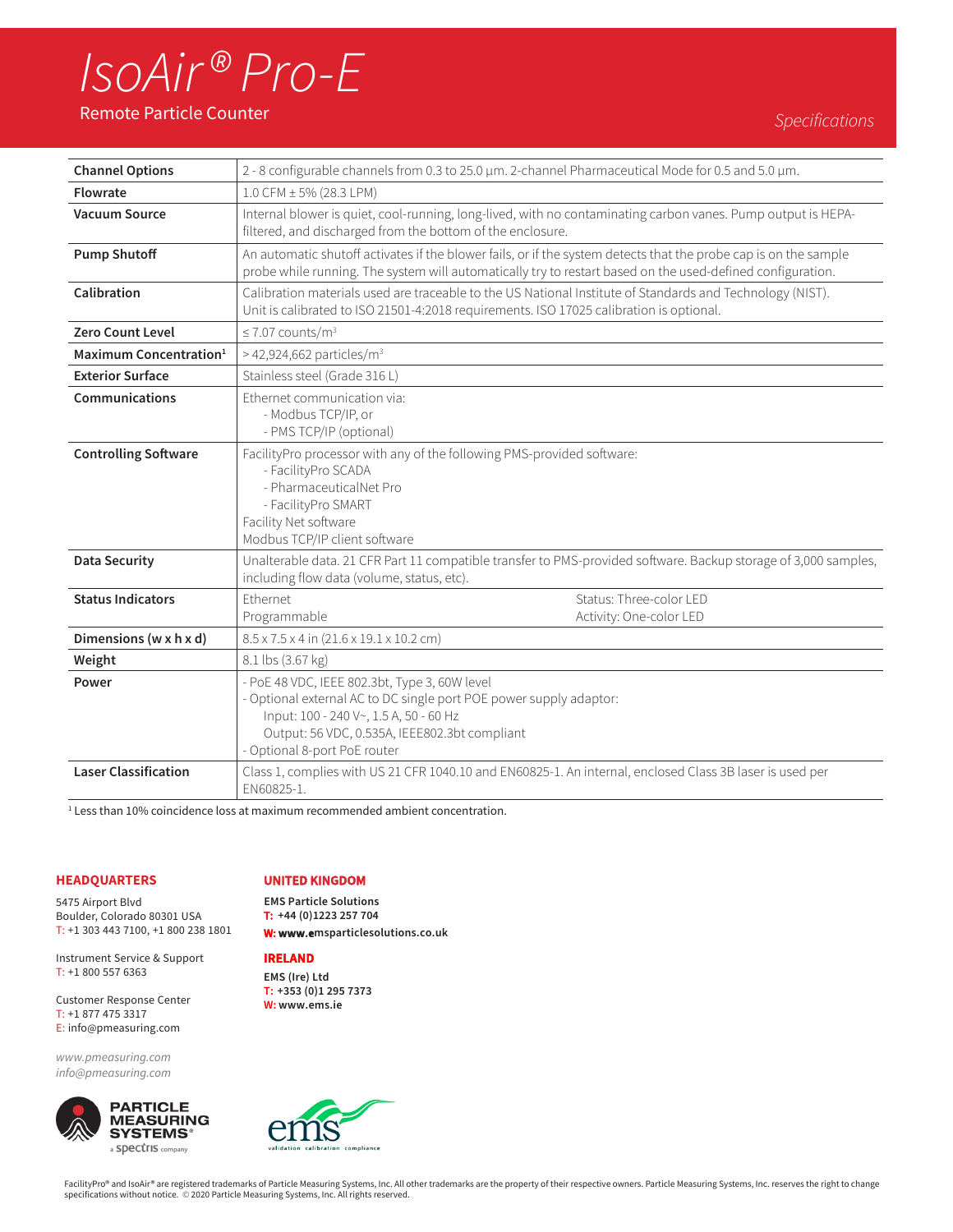# IsoAir® Pro-E

Remote Particle Counter

*Specifications*

| | |
|---|---|
| **Channel Options** | 2 - 8 configurable channels from 0.3 to 25.0 µm. 2-channel Pharmaceutical Mode for 0.5 and 5.0 µm. |
| **Flowrate** | 1.0 CFM ± 5% (28.3 LPM) |
| **Vacuum Source** | Internal blower is quiet, cool-running, long-lived, with no contaminating carbon vanes. Pump output is HEPA-filtered, and discharged from the bottom of the enclosure. |
| **Pump Shutoff** | An automatic shutoff activates if the blower fails, or if the system detects that the probe cap is on the sample probe while running. The system will automatically try to restart based on the used-defined configuration. |
| **Calibration** | Calibration materials used are traceable to the US National Institute of Standards and Technology (NIST). Unit is calibrated to ISO 21501-4:2018 requirements. ISO 17025 calibration is optional. |
| **Zero Count Level** | ≤ 7.07 counts/m$^3$ |
| **Maximum Concentration[1]** | > 42,924,662 particles/m$^3$ |
| **Exterior Surface** | Stainless steel (Grade 316 L) |
| **Communications** | Ethernet communication via:<br>- Modbus TCP/IP, or<br>- PMS TCP/IP (optional) |
| **Controlling Software** | FacilityPro processor with any of the following PMS-provided software:<br>- FacilityPro SCADA<br>- PharmaceuticalNet Pro<br>- FacilityPro SMART<br>Facility Net software<br>Modbus TCP/IP client software |
| **Data Security** | Unalterable data. 21 CFR Part 11 compatible transfer to PMS-provided software. Backup storage of 3,000 samples, including flow data (volume, status, etc). |
| **Status Indicators** | Ethernet — Status: Three-color LED<br>Programmable — Activity: One-color LED |
| **Dimensions (w x h x d)** | 8.5 x 7.5 x 4 in (21.6 x 19.1 x 10.2 cm) |
| **Weight** | 8.1 lbs (3.67 kg) |
| **Power** | - PoE 48 VDC, IEEE 802.3bt, Type 3, 60W level<br>- Optional external AC to DC single port POE power supply adaptor:<br>Input: 100 - 240 V~, 1.5 A, 50 - 60 Hz<br>Output: 56 VDC, 0.535A, IEEE802.3bt compliant<br>- Optional 8-port PoE router |
| **Laser Classification** | Class 1, complies with US 21 CFR 1040.10 and EN60825-1. An internal, enclosed Class 3B laser is used per EN60825-1. |

[1] Less than 10% coincidence loss at maximum recommended ambient concentration.

### HEADQUARTERS

5475 Airport Blvd
Boulder, Colorado 80301 USA
T: +1 303 443 7100, +1 800 238 1801

Instrument Service & Support
T: +1 800 557 6363

Customer Response Center
T: +1 877 475 3317
E: info@pmeasuring.com

*www.pmeasuring.com*
*info@pmeasuring.com*

### UNITED KINGDOM

**EMS Particle Solutions**
**T: +44 (0)1223 257 704**
**W: www.emsparticlesolutions.co.uk**

### IRELAND

**EMS (Ire) Ltd**
**T: +353 (0)1 295 7373**
**W: www.ems.ie**

PARTICLE MEASURING SYSTEMS® a spectris company

ems validation calibration compliance

FacilityPro® and IsoAir® are registered trademarks of Particle Measuring Systems, Inc. All other trademarks are the property of their respective owners. Particle Measuring Systems, Inc. reserves the right to change specifications without notice. © 2020 Particle Measuring Systems, Inc. All rights reserved.